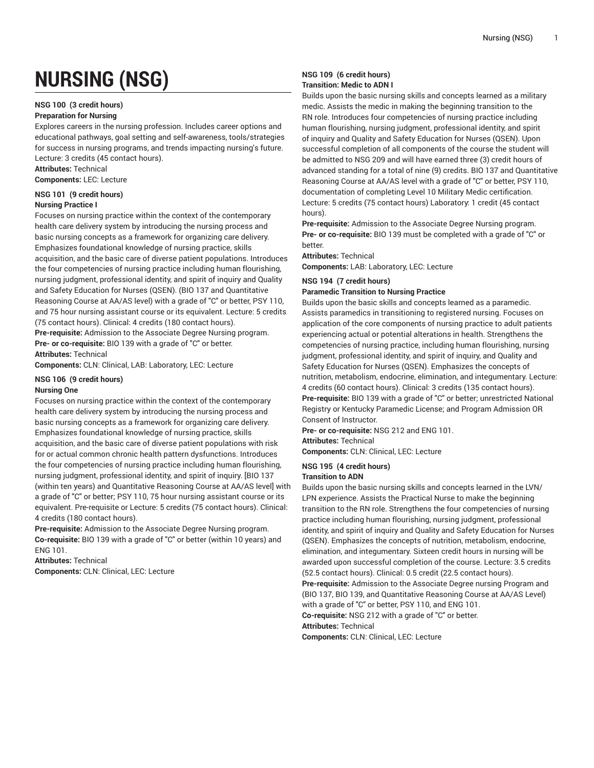# NURSING (NSG)

**NSG 100 (3 credit hours)**
**Preparation for Nursing**

Explores careers in the nursing profession. Includes career options and educational pathways, goal setting and self-awareness, tools/strategies for success in nursing programs, and trends impacting nursing's future. Lecture: 3 credits (45 contact hours).

**Attributes:** Technical
**Components:** LEC: Lecture

**NSG 101 (9 credit hours)**
**Nursing Practice I**

Focuses on nursing practice within the context of the contemporary health care delivery system by introducing the nursing process and basic nursing concepts as a framework for organizing care delivery. Emphasizes foundational knowledge of nursing practice, skills acquisition, and the basic care of diverse patient populations. Introduces the four competencies of nursing practice including human flourishing, nursing judgment, professional identity, and spirit of inquiry and Quality and Safety Education for Nurses (QSEN). (BIO 137 and Quantitative Reasoning Course at AA/AS level) with a grade of "C" or better, PSY 110, and 75 hour nursing assistant course or its equivalent. Lecture: 5 credits (75 contact hours). Clinical: 4 credits (180 contact hours).

**Pre-requisite:** Admission to the Associate Degree Nursing program.
**Pre- or co-requisite:** BIO 139 with a grade of "C" or better.
**Attributes:** Technical
**Components:** CLN: Clinical, LAB: Laboratory, LEC: Lecture

**NSG 106 (9 credit hours)**
**Nursing One**

Focuses on nursing practice within the context of the contemporary health care delivery system by introducing the nursing process and basic nursing concepts as a framework for organizing care delivery. Emphasizes foundational knowledge of nursing practice, skills acquisition, and the basic care of diverse patient populations with risk for or actual common chronic health pattern dysfunctions. Introduces the four competencies of nursing practice including human flourishing, nursing judgment, professional identity, and spirit of inquiry. [BIO 137 (within ten years) and Quantitative Reasoning Course at AA/AS level] with a grade of "C" or better; PSY 110, 75 hour nursing assistant course or its equivalent. Pre-requisite or Lecture: 5 credits (75 contact hours). Clinical: 4 credits (180 contact hours).

**Pre-requisite:** Admission to the Associate Degree Nursing program.
**Co-requisite:** BIO 139 with a grade of "C" or better (within 10 years) and ENG 101.
**Attributes:** Technical
**Components:** CLN: Clinical, LEC: Lecture

**NSG 109 (6 credit hours)**
**Transition: Medic to ADN I**

Builds upon the basic nursing skills and concepts learned as a military medic. Assists the medic in making the beginning transition to the RN role. Introduces four competencies of nursing practice including human flourishing, nursing judgment, professional identity, and spirit of inquiry and Quality and Safety Education for Nurses (QSEN). Upon successful completion of all components of the course the student will be admitted to NSG 209 and will have earned three (3) credit hours of advanced standing for a total of nine (9) credits. BIO 137 and Quantitative Reasoning Course at AA/AS level with a grade of "C" or better, PSY 110, documentation of completing Level 10 Military Medic certification. Lecture: 5 credits (75 contact hours) Laboratory: 1 credit (45 contact hours).

**Pre-requisite:** Admission to the Associate Degree Nursing program.
**Pre- or co-requisite:** BIO 139 must be completed with a grade of "C" or better.
**Attributes:** Technical
**Components:** LAB: Laboratory, LEC: Lecture

**NSG 194 (7 credit hours)**
**Paramedic Transition to Nursing Practice**

Builds upon the basic skills and concepts learned as a paramedic. Assists paramedics in transitioning to registered nursing. Focuses on application of the core components of nursing practice to adult patients experiencing actual or potential alterations in health. Strengthens the competencies of nursing practice, including human flourishing, nursing judgment, professional identity, and spirit of inquiry, and Quality and Safety Education for Nurses (QSEN). Emphasizes the concepts of nutrition, metabolism, endocrine, elimination, and integumentary. Lecture: 4 credits (60 contact hours). Clinical: 3 credits (135 contact hours).

**Pre-requisite:** BIO 139 with a grade of "C" or better; unrestricted National Registry or Kentucky Paramedic License; and Program Admission OR Consent of Instructor.
**Pre- or co-requisite:** NSG 212 and ENG 101.
**Attributes:** Technical
**Components:** CLN: Clinical, LEC: Lecture

**NSG 195 (4 credit hours)**
**Transition to ADN**

Builds upon the basic nursing skills and concepts learned in the LVN/LPN experience. Assists the Practical Nurse to make the beginning transition to the RN role. Strengthens the four competencies of nursing practice including human flourishing, nursing judgment, professional identity, and spirit of inquiry and Quality and Safety Education for Nurses (QSEN). Emphasizes the concepts of nutrition, metabolism, endocrine, elimination, and integumentary. Sixteen credit hours in nursing will be awarded upon successful completion of the course. Lecture: 3.5 credits (52.5 contact hours). Clinical: 0.5 credit (22.5 contact hours).

**Pre-requisite:** Admission to the Associate Degree nursing Program and (BIO 137, BIO 139, and Quantitative Reasoning Course at AA/AS Level) with a grade of "C" or better, PSY 110, and ENG 101.
**Co-requisite:** NSG 212 with a grade of "C" or better.
**Attributes:** Technical
**Components:** CLN: Clinical, LEC: Lecture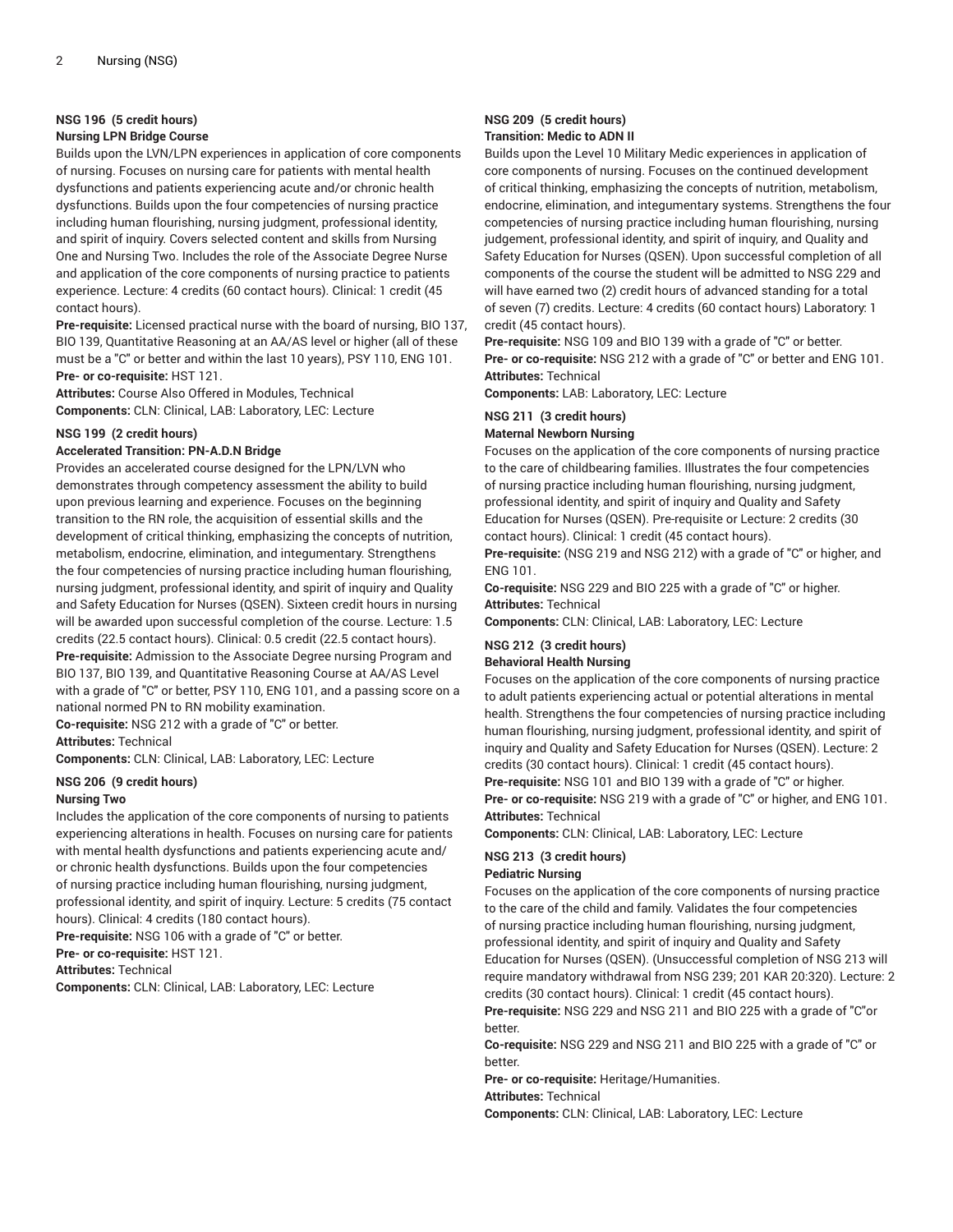### NSG 196 (5 credit hours)

**Nursing LPN Bridge Course**

Builds upon the LVN/LPN experiences in application of core components of nursing. Focuses on nursing care for patients with mental health dysfunctions and patients experiencing acute and/or chronic health dysfunctions. Builds upon the four competencies of nursing practice including human flourishing, nursing judgment, professional identity, and spirit of inquiry. Covers selected content and skills from Nursing One and Nursing Two. Includes the role of the Associate Degree Nurse and application of the core components of nursing practice to patients experience. Lecture: 4 credits (60 contact hours). Clinical: 1 credit (45 contact hours).

**Pre-requisite:** Licensed practical nurse with the board of nursing, BIO 137, BIO 139, Quantitative Reasoning at an AA/AS level or higher (all of these must be a "C" or better and within the last 10 years), PSY 110, ENG 101.

**Pre- or co-requisite:** HST 121.

**Attributes:** Course Also Offered in Modules, Technical

**Components:** CLN: Clinical, LAB: Laboratory, LEC: Lecture

### NSG 199 (2 credit hours)

**Accelerated Transition: PN-A.D.N Bridge**

Provides an accelerated course designed for the LPN/LVN who demonstrates through competency assessment the ability to build upon previous learning and experience. Focuses on the beginning transition to the RN role, the acquisition of essential skills and the development of critical thinking, emphasizing the concepts of nutrition, metabolism, endocrine, elimination, and integumentary. Strengthens the four competencies of nursing practice including human flourishing, nursing judgment, professional identity, and spirit of inquiry and Quality and Safety Education for Nurses (QSEN). Sixteen credit hours in nursing will be awarded upon successful completion of the course. Lecture: 1.5 credits (22.5 contact hours). Clinical: 0.5 credit (22.5 contact hours).

**Pre-requisite:** Admission to the Associate Degree nursing Program and BIO 137, BIO 139, and Quantitative Reasoning Course at AA/AS Level with a grade of "C" or better, PSY 110, ENG 101, and a passing score on a national normed PN to RN mobility examination.

**Co-requisite:** NSG 212 with a grade of "C" or better.

**Attributes:** Technical

**Components:** CLN: Clinical, LAB: Laboratory, LEC: Lecture

### NSG 206 (9 credit hours)

**Nursing Two**

Includes the application of the core components of nursing to patients experiencing alterations in health. Focuses on nursing care for patients with mental health dysfunctions and patients experiencing acute and/or chronic health dysfunctions. Builds upon the four competencies of nursing practice including human flourishing, nursing judgment, professional identity, and spirit of inquiry. Lecture: 5 credits (75 contact hours). Clinical: 4 credits (180 contact hours).

**Pre-requisite:** NSG 106 with a grade of "C" or better.

**Pre- or co-requisite:** HST 121.

**Attributes:** Technical

**Components:** CLN: Clinical, LAB: Laboratory, LEC: Lecture

### NSG 209 (5 credit hours)

**Transition: Medic to ADN II**

Builds upon the Level 10 Military Medic experiences in application of core components of nursing. Focuses on the continued development of critical thinking, emphasizing the concepts of nutrition, metabolism, endocrine, elimination, and integumentary systems. Strengthens the four competencies of nursing practice including human flourishing, nursing judgement, professional identity, and spirit of inquiry, and Quality and Safety Education for Nurses (QSEN). Upon successful completion of all components of the course the student will be admitted to NSG 229 and will have earned two (2) credit hours of advanced standing for a total of seven (7) credits. Lecture: 4 credits (60 contact hours) Laboratory: 1 credit (45 contact hours).

**Pre-requisite:** NSG 109 and BIO 139 with a grade of "C" or better.

**Pre- or co-requisite:** NSG 212 with a grade of "C" or better and ENG 101.

**Attributes:** Technical

**Components:** LAB: Laboratory, LEC: Lecture

### NSG 211 (3 credit hours)

**Maternal Newborn Nursing**

Focuses on the application of the core components of nursing practice to the care of childbearing families. Illustrates the four competencies of nursing practice including human flourishing, nursing judgment, professional identity, and spirit of inquiry and Quality and Safety Education for Nurses (QSEN). Pre-requisite or Lecture: 2 credits (30 contact hours). Clinical: 1 credit (45 contact hours).

**Pre-requisite:** (NSG 219 and NSG 212) with a grade of "C" or higher, and ENG 101.

**Co-requisite:** NSG 229 and BIO 225 with a grade of "C" or higher.

**Attributes:** Technical

**Components:** CLN: Clinical, LAB: Laboratory, LEC: Lecture

### NSG 212 (3 credit hours)

**Behavioral Health Nursing**

Focuses on the application of the core components of nursing practice to adult patients experiencing actual or potential alterations in mental health. Strengthens the four competencies of nursing practice including human flourishing, nursing judgment, professional identity, and spirit of inquiry and Quality and Safety Education for Nurses (QSEN). Lecture: 2 credits (30 contact hours). Clinical: 1 credit (45 contact hours).

**Pre-requisite:** NSG 101 and BIO 139 with a grade of "C" or higher.

**Pre- or co-requisite:** NSG 219 with a grade of "C" or higher, and ENG 101.

**Attributes:** Technical

**Components:** CLN: Clinical, LAB: Laboratory, LEC: Lecture

### NSG 213 (3 credit hours)

**Pediatric Nursing**

Focuses on the application of the core components of nursing practice to the care of the child and family. Validates the four competencies of nursing practice including human flourishing, nursing judgment, professional identity, and spirit of inquiry and Quality and Safety Education for Nurses (QSEN). (Unsuccessful completion of NSG 213 will require mandatory withdrawal from NSG 239; 201 KAR 20:320). Lecture: 2 credits (30 contact hours). Clinical: 1 credit (45 contact hours).

**Pre-requisite:** NSG 229 and NSG 211 and BIO 225 with a grade of "C"or better.

**Co-requisite:** NSG 229 and NSG 211 and BIO 225 with a grade of "C" or better.

**Pre- or co-requisite:** Heritage/Humanities.

**Attributes:** Technical

**Components:** CLN: Clinical, LAB: Laboratory, LEC: Lecture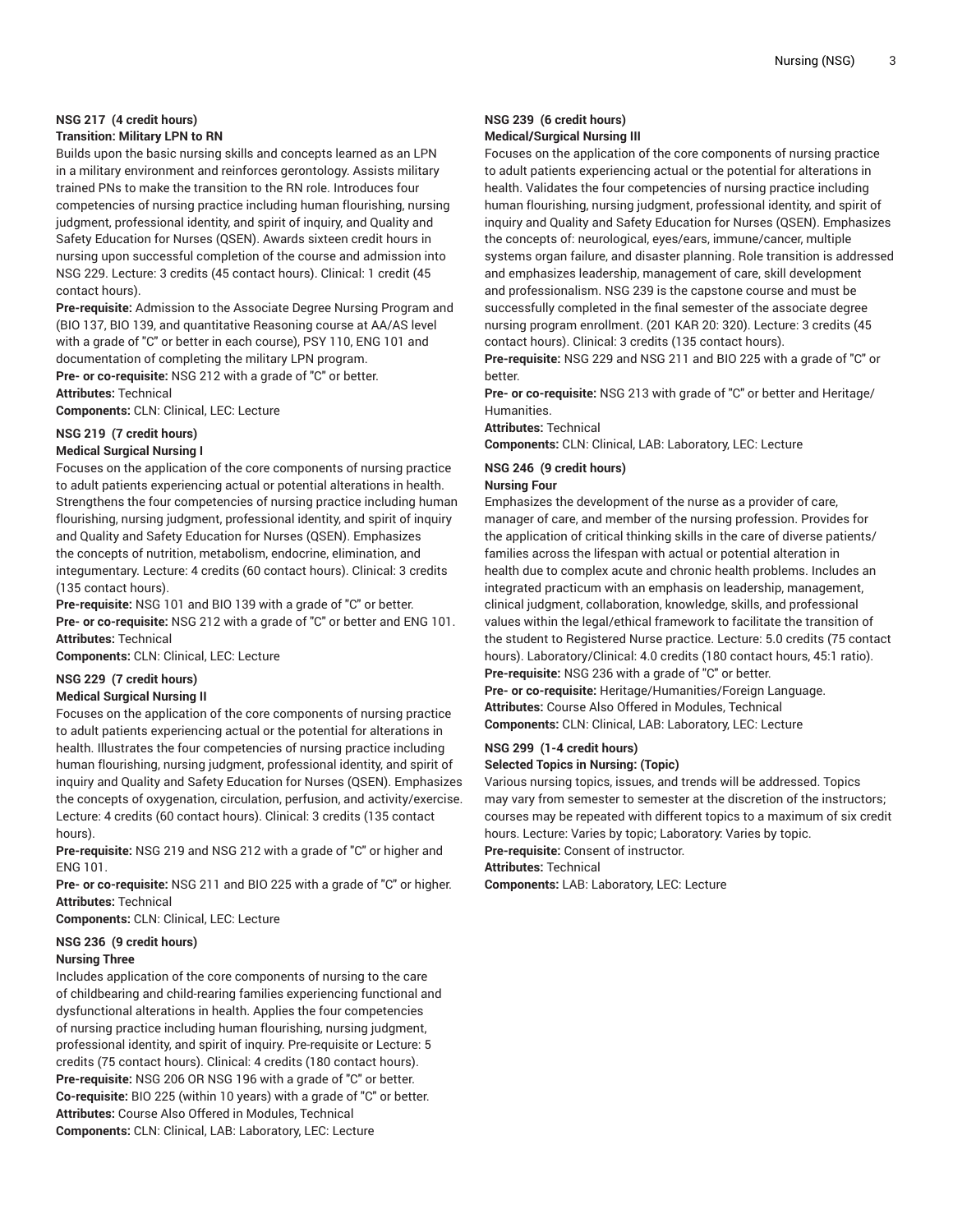**NSG 217 (4 credit hours)**
**Transition: Military LPN to RN**

Builds upon the basic nursing skills and concepts learned as an LPN in a military environment and reinforces gerontology. Assists military trained PNs to make the transition to the RN role. Introduces four competencies of nursing practice including human flourishing, nursing judgment, professional identity, and spirit of inquiry, and Quality and Safety Education for Nurses (QSEN). Awards sixteen credit hours in nursing upon successful completion of the course and admission into NSG 229. Lecture: 3 credits (45 contact hours). Clinical: 1 credit (45 contact hours).

**Pre-requisite:** Admission to the Associate Degree Nursing Program and (BIO 137, BIO 139, and quantitative Reasoning course at AA/AS level with a grade of "C" or better in each course), PSY 110, ENG 101 and documentation of completing the military LPN program.

**Pre- or co-requisite:** NSG 212 with a grade of "C" or better.

**Attributes:** Technical

**Components:** CLN: Clinical, LEC: Lecture

**NSG 219 (7 credit hours)**
**Medical Surgical Nursing I**

Focuses on the application of the core components of nursing practice to adult patients experiencing actual or potential alterations in health. Strengthens the four competencies of nursing practice including human flourishing, nursing judgment, professional identity, and spirit of inquiry and Quality and Safety Education for Nurses (QSEN). Emphasizes the concepts of nutrition, metabolism, endocrine, elimination, and integumentary. Lecture: 4 credits (60 contact hours). Clinical: 3 credits (135 contact hours).

**Pre-requisite:** NSG 101 and BIO 139 with a grade of "C" or better.

**Pre- or co-requisite:** NSG 212 with a grade of "C" or better and ENG 101.

**Attributes:** Technical

**Components:** CLN: Clinical, LEC: Lecture

**NSG 229 (7 credit hours)**
**Medical Surgical Nursing II**

Focuses on the application of the core components of nursing practice to adult patients experiencing actual or the potential for alterations in health. Illustrates the four competencies of nursing practice including human flourishing, nursing judgment, professional identity, and spirit of inquiry and Quality and Safety Education for Nurses (QSEN). Emphasizes the concepts of oxygenation, circulation, perfusion, and activity/exercise. Lecture: 4 credits (60 contact hours). Clinical: 3 credits (135 contact hours).

**Pre-requisite:** NSG 219 and NSG 212 with a grade of "C" or higher and ENG 101.

**Pre- or co-requisite:** NSG 211 and BIO 225 with a grade of "C" or higher.

**Attributes:** Technical

**Components:** CLN: Clinical, LEC: Lecture

**NSG 236 (9 credit hours)**
**Nursing Three**

Includes application of the core components of nursing to the care of childbearing and child-rearing families experiencing functional and dysfunctional alterations in health. Applies the four competencies of nursing practice including human flourishing, nursing judgment, professional identity, and spirit of inquiry. Pre-requisite or Lecture: 5 credits (75 contact hours). Clinical: 4 credits (180 contact hours).

**Pre-requisite:** NSG 206 OR NSG 196 with a grade of "C" or better.

**Co-requisite:** BIO 225 (within 10 years) with a grade of "C" or better.

**Attributes:** Course Also Offered in Modules, Technical

**Components:** CLN: Clinical, LAB: Laboratory, LEC: Lecture

**NSG 239 (6 credit hours)**
**Medical/Surgical Nursing III**

Focuses on the application of the core components of nursing practice to adult patients experiencing actual or the potential for alterations in health. Validates the four competencies of nursing practice including human flourishing, nursing judgment, professional identity, and spirit of inquiry and Quality and Safety Education for Nurses (QSEN). Emphasizes the concepts of: neurological, eyes/ears, immune/cancer, multiple systems organ failure, and disaster planning. Role transition is addressed and emphasizes leadership, management of care, skill development and professionalism. NSG 239 is the capstone course and must be successfully completed in the final semester of the associate degree nursing program enrollment. (201 KAR 20: 320). Lecture: 3 credits (45 contact hours). Clinical: 3 credits (135 contact hours).

**Pre-requisite:** NSG 229 and NSG 211 and BIO 225 with a grade of "C" or better.

**Pre- or co-requisite:** NSG 213 with grade of "C" or better and Heritage/Humanities.

**Attributes:** Technical

**Components:** CLN: Clinical, LAB: Laboratory, LEC: Lecture

**NSG 246 (9 credit hours)**
**Nursing Four**

Emphasizes the development of the nurse as a provider of care, manager of care, and member of the nursing profession. Provides for the application of critical thinking skills in the care of diverse patients/families across the lifespan with actual or potential alteration in health due to complex acute and chronic health problems. Includes an integrated practicum with an emphasis on leadership, management, clinical judgment, collaboration, knowledge, skills, and professional values within the legal/ethical framework to facilitate the transition of the student to Registered Nurse practice. Lecture: 5.0 credits (75 contact hours). Laboratory/Clinical: 4.0 credits (180 contact hours, 45:1 ratio).

**Pre-requisite:** NSG 236 with a grade of "C" or better.

**Pre- or co-requisite:** Heritage/Humanities/Foreign Language.

**Attributes:** Course Also Offered in Modules, Technical

**Components:** CLN: Clinical, LAB: Laboratory, LEC: Lecture

**NSG 299 (1-4 credit hours)**
**Selected Topics in Nursing: (Topic)**

Various nursing topics, issues, and trends will be addressed. Topics may vary from semester to semester at the discretion of the instructors; courses may be repeated with different topics to a maximum of six credit hours. Lecture: Varies by topic; Laboratory: Varies by topic.

**Pre-requisite:** Consent of instructor.

**Attributes:** Technical

**Components:** LAB: Laboratory, LEC: Lecture